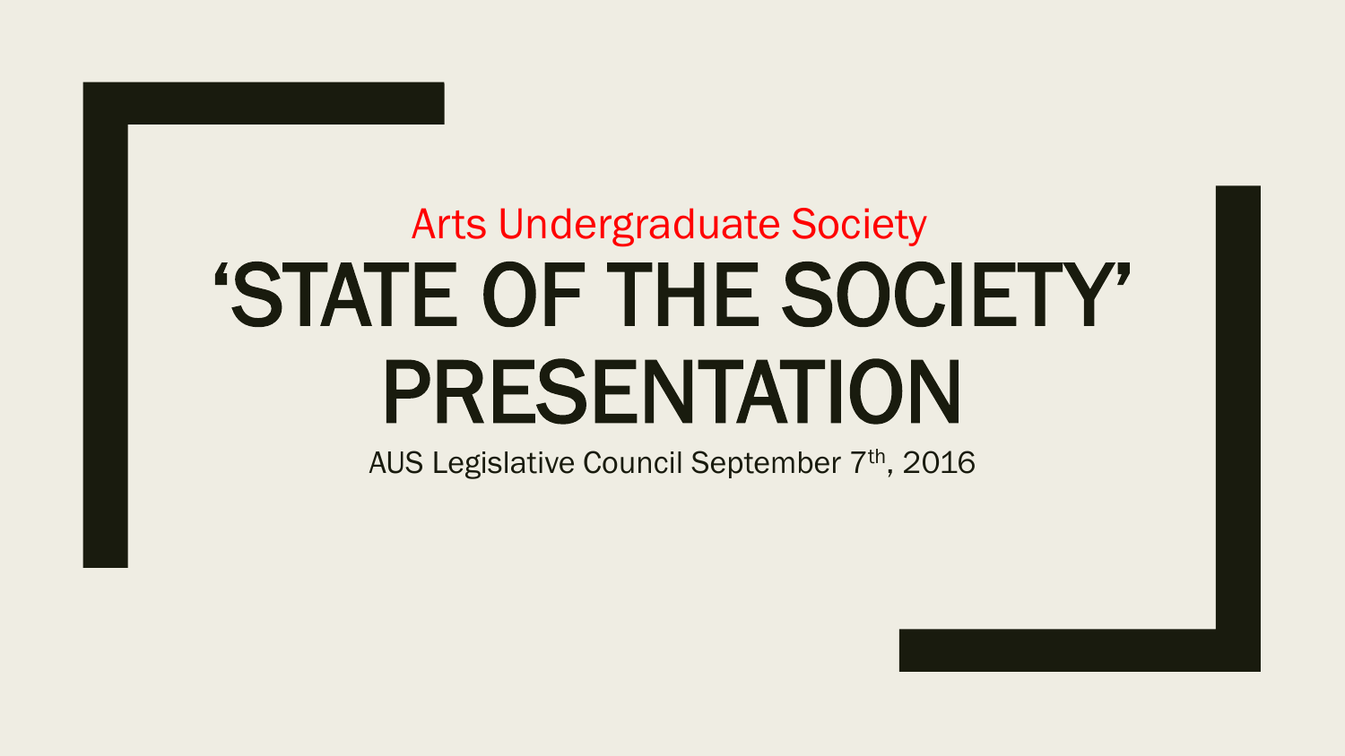Arts Undergraduate Society

# 'STATE OF THE SOCIETY' PRESENTATION

AUS Legislative Council September 7th, 2016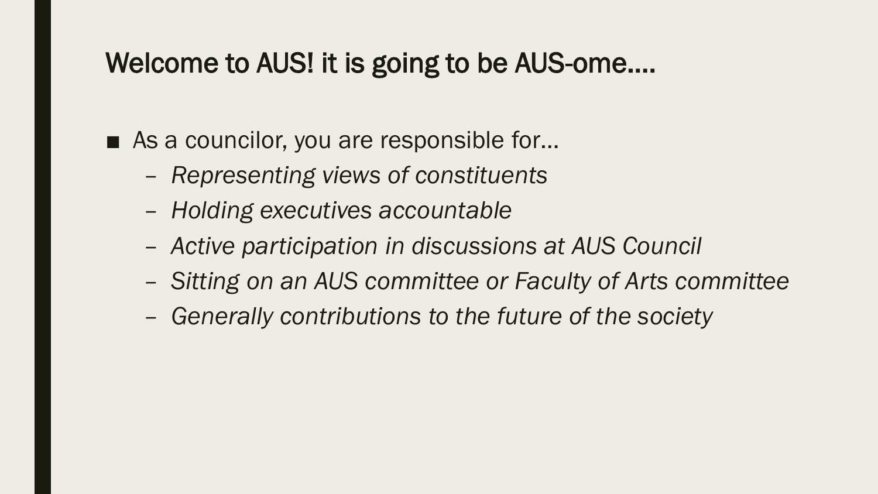## Welcome to AUS! it is going to be AUS-ome….

- As a councilor, you are responsible for…
  - *Representing views of constituents*
  - *Holding executives accountable*
  - *Active participation in discussions at AUS Council*
  - *Sitting on an AUS committee or Faculty of Arts committee*
  - *Generally contributions to the future of the society*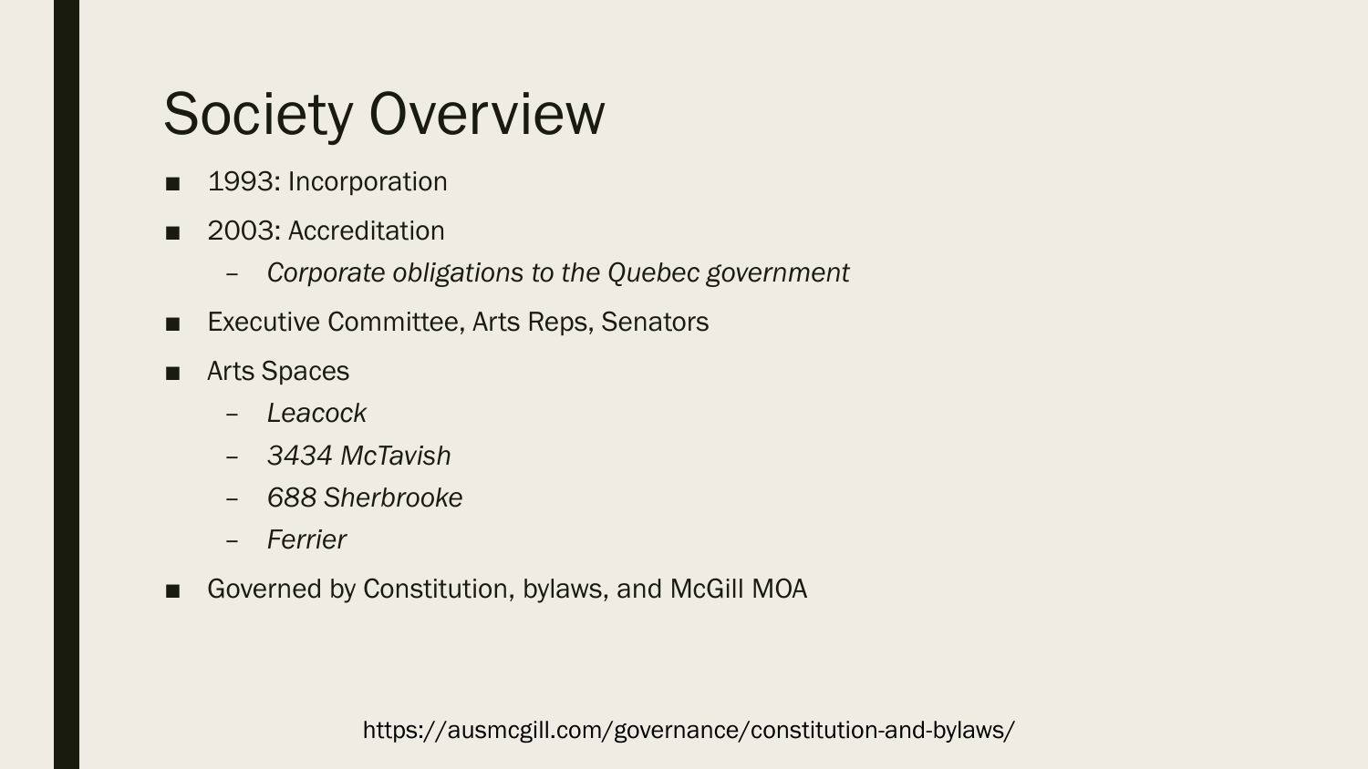# Society Overview

- 1993: Incorporation
- 2003: Accreditation
  - *Corporate obligations to the Quebec government*
- Executive Committee, Arts Reps, Senators
- Arts Spaces
  - *Leacock*
  - *3434 McTavish*
  - *688 Sherbrooke*
  - *Ferrier*
- Governed by Constitution, bylaws, and McGill MOA

https://ausmcgill.com/governance/constitution-and-bylaws/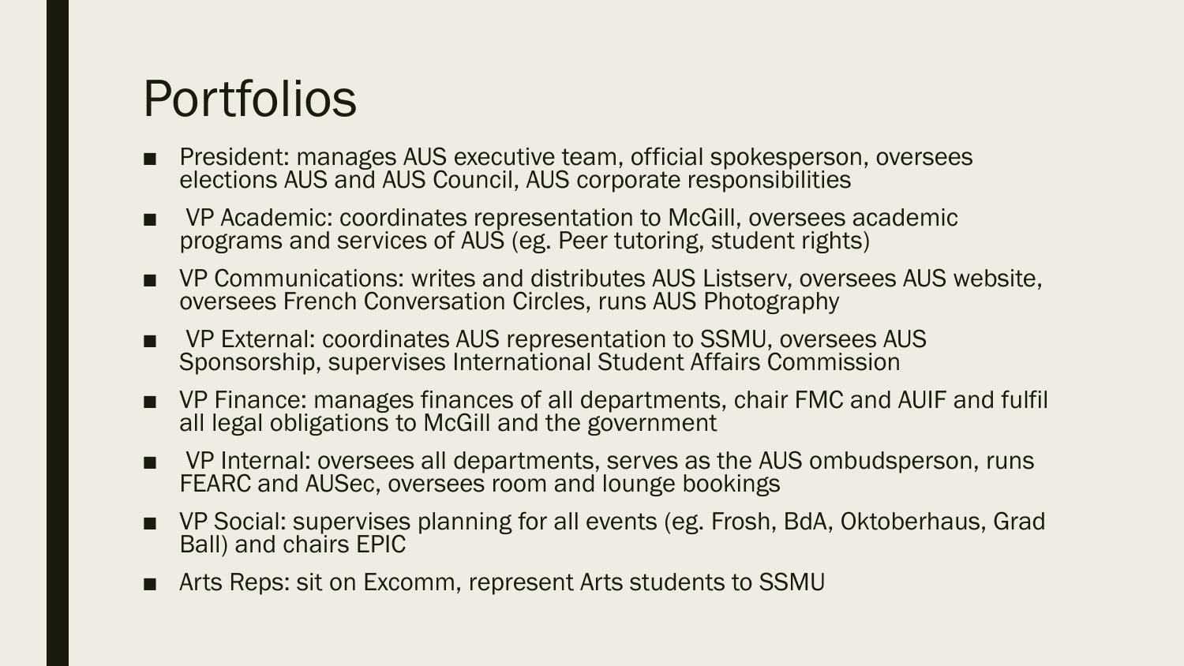# Portfolios

- President: manages AUS executive team, official spokesperson, oversees elections AUS and AUS Council, AUS corporate responsibilities
- VP Academic: coordinates representation to McGill, oversees academic programs and services of AUS (eg. Peer tutoring, student rights)
- VP Communications: writes and distributes AUS Listserv, oversees AUS website, oversees French Conversation Circles, runs AUS Photography
- VP External: coordinates AUS representation to SSMU, oversees AUS Sponsorship, supervises International Student Affairs Commission
- VP Finance: manages finances of all departments, chair FMC and AUIF and fulfil all legal obligations to McGill and the government
- VP Internal: oversees all departments, serves as the AUS ombudsperson, runs FEARC and AUSec, oversees room and lounge bookings
- VP Social: supervises planning for all events (eg. Frosh, BdA, Oktoberhaus, Grad Ball) and chairs EPIC
- Arts Reps: sit on Excomm, represent Arts students to SSMU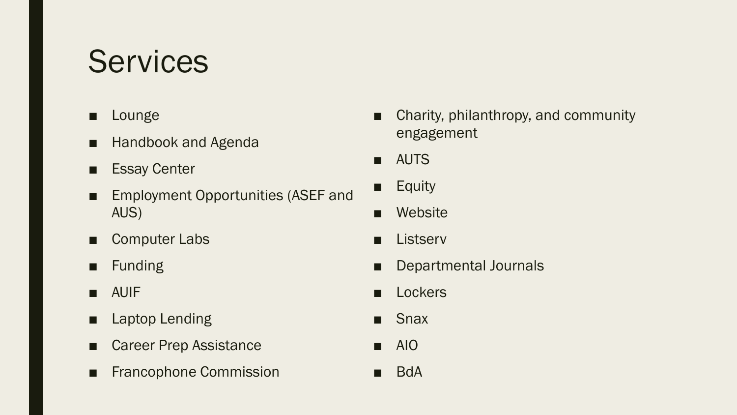# Services

- Lounge
- Handbook and Agenda
- Essay Center
- Employment Opportunities (ASEF and AUS)
- Computer Labs
- Funding
- AUIF
- Laptop Lending
- Career Prep Assistance
- Francophone Commission
- Charity, philanthropy, and community engagement
- AUTS
- Equity
- Website
- Listserv
- Departmental Journals
- Lockers
- Snax
- AIO
- BdA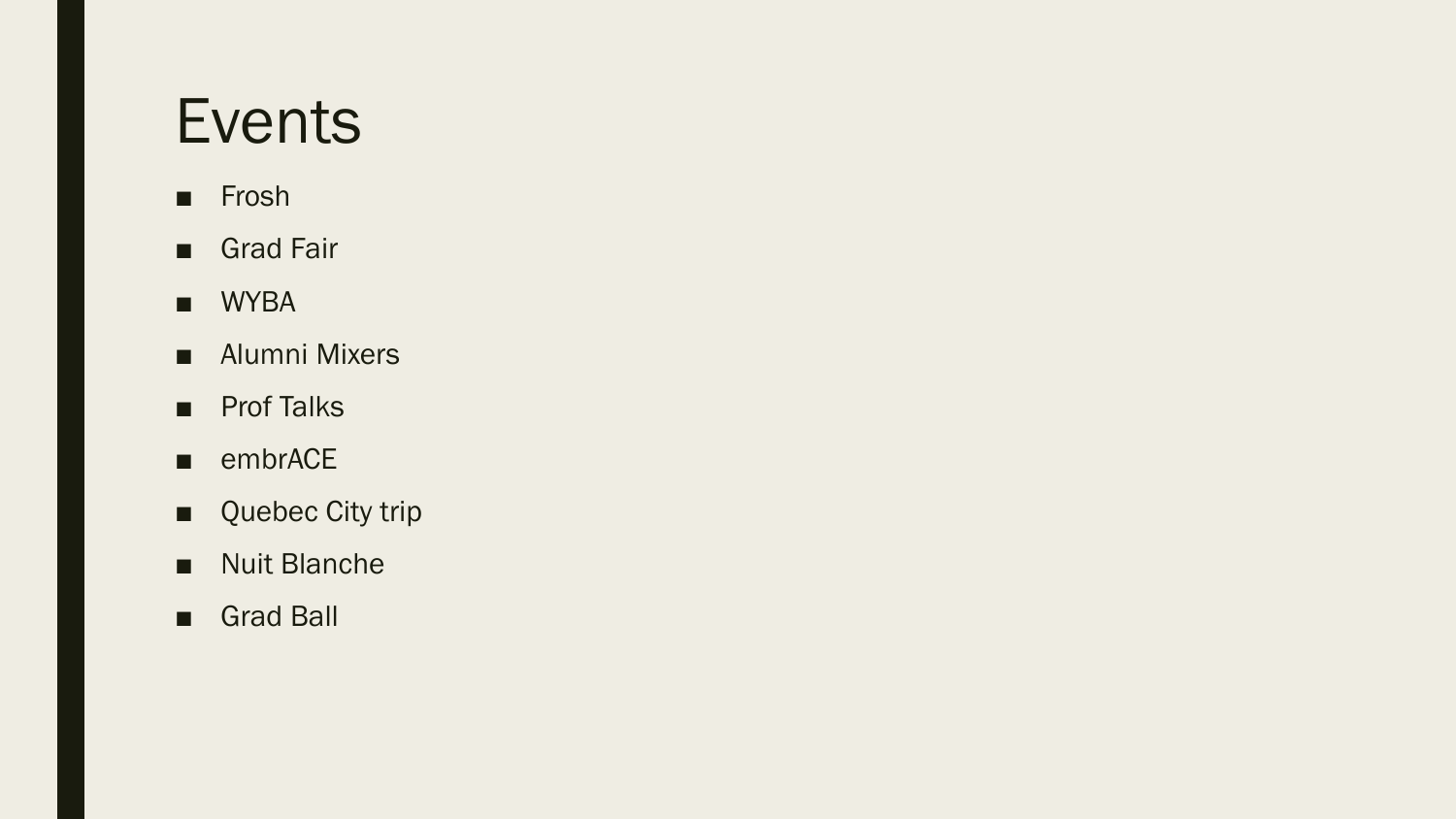# Events

- Frosh
- Grad Fair
- WYBA
- Alumni Mixers
- Prof Talks
- embrACE
- Quebec City trip
- Nuit Blanche
- Grad Ball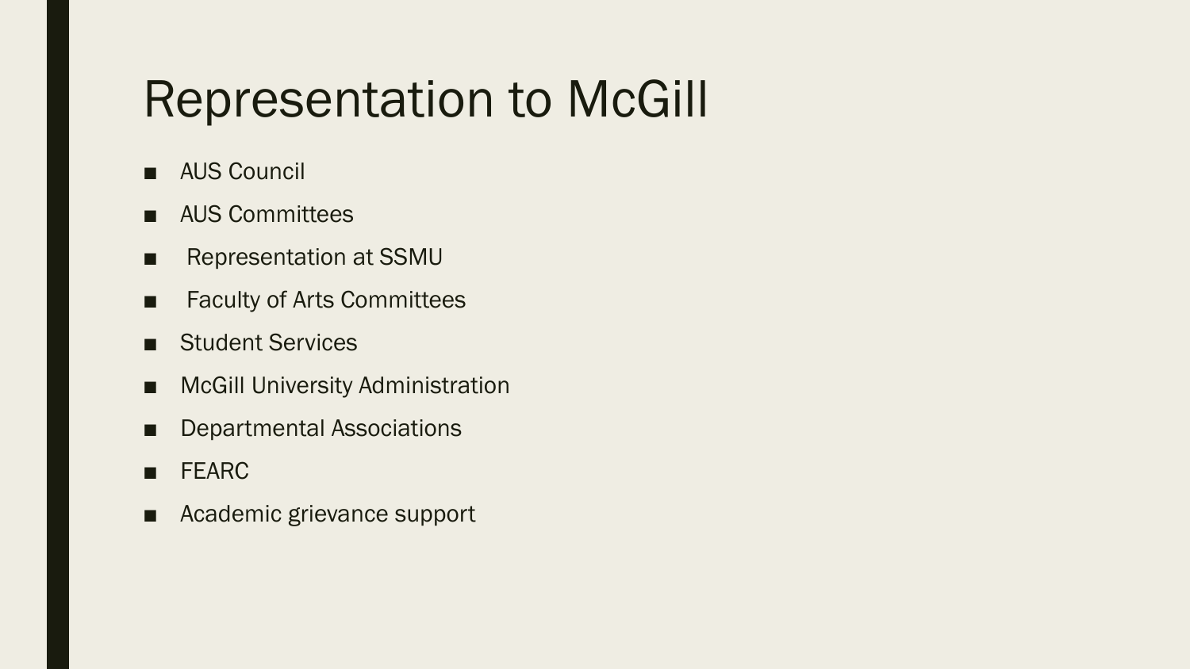# Representation to McGill

- AUS Council
- AUS Committees
- Representation at SSMU
- Faculty of Arts Committees
- Student Services
- McGill University Administration
- Departmental Associations
- FEARC
- Academic grievance support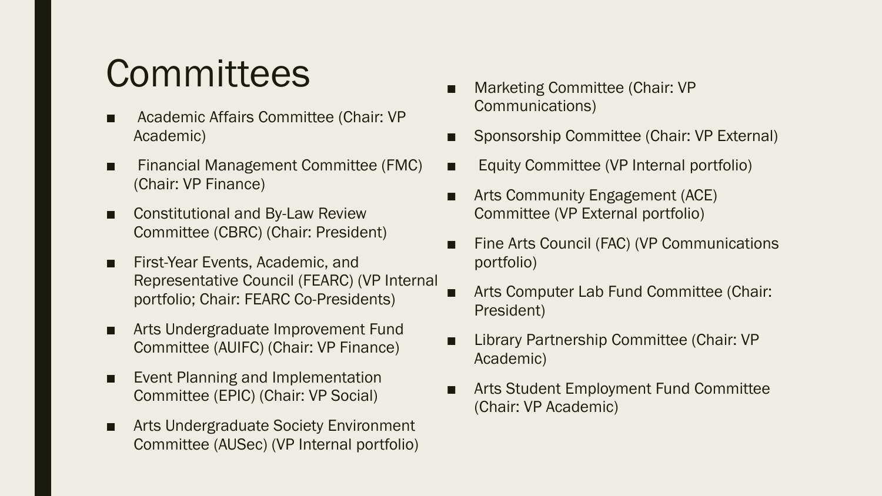# Committees

- Academic Affairs Committee (Chair: VP Academic)
- Financial Management Committee (FMC) (Chair: VP Finance)
- Constitutional and By-Law Review Committee (CBRC) (Chair: President)
- First-Year Events, Academic, and Representative Council (FEARC) (VP Internal portfolio; Chair: FEARC Co-Presidents)
- Arts Undergraduate Improvement Fund Committee (AUIFC) (Chair: VP Finance)
- Event Planning and Implementation Committee (EPIC) (Chair: VP Social)
- Arts Undergraduate Society Environment Committee (AUSec) (VP Internal portfolio)
- Marketing Committee (Chair: VP Communications)
- Sponsorship Committee (Chair: VP External)
- Equity Committee (VP Internal portfolio)
- Arts Community Engagement (ACE) Committee (VP External portfolio)
- Fine Arts Council (FAC) (VP Communications portfolio)
- Arts Computer Lab Fund Committee (Chair: President)
- Library Partnership Committee (Chair: VP Academic)
- Arts Student Employment Fund Committee (Chair: VP Academic)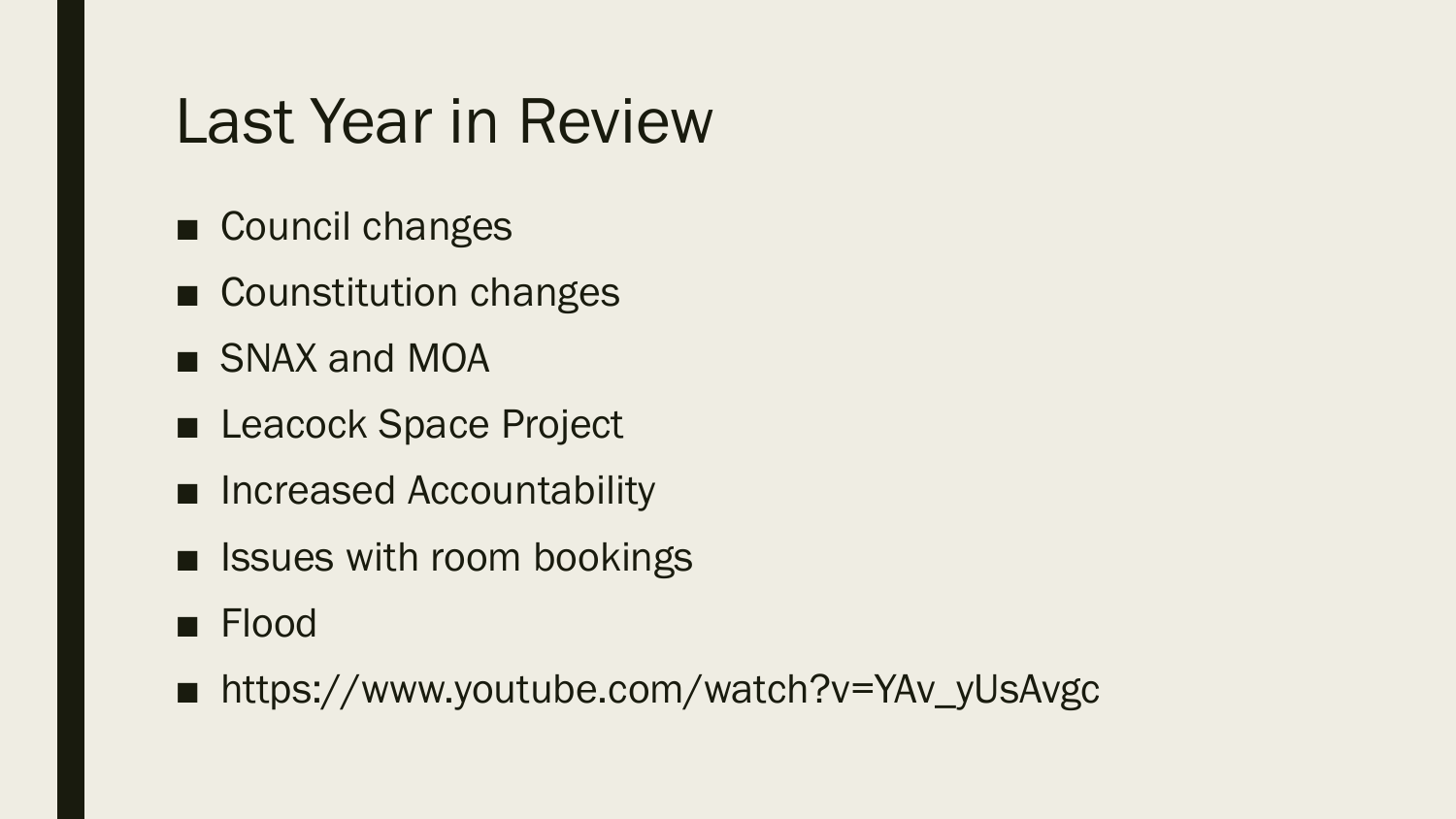# Last Year in Review

- Council changes
- Counstitution changes
- SNAX and MOA
- Leacock Space Project
- Increased Accountability
- Issues with room bookings
- Flood
- https://www.youtube.com/watch?v=YAv_yUsAvgc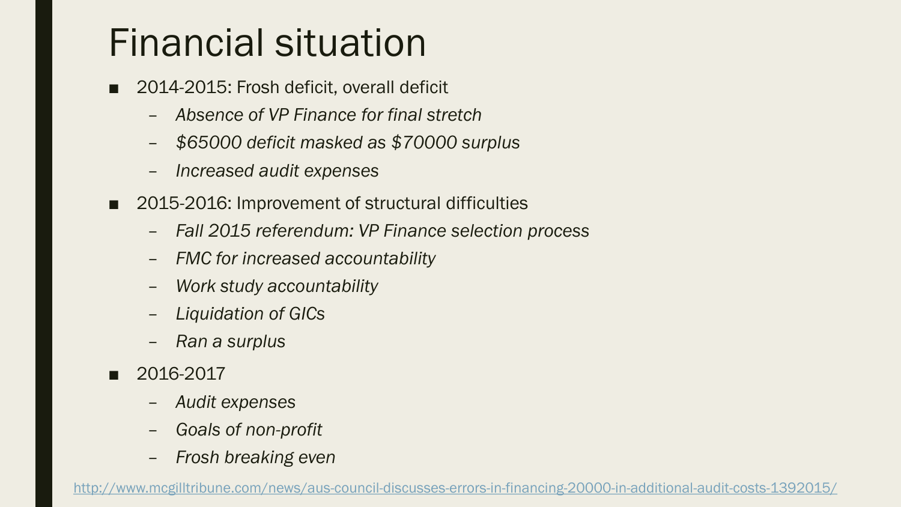# Financial situation

- 2014-2015: Frosh deficit, overall deficit
  - *Absence of VP Finance for final stretch*
  - *$65000 deficit masked as $70000 surplus*
  - *Increased audit expenses*
- 2015-2016: Improvement of structural difficulties
  - *Fall 2015 referendum: VP Finance selection process*
  - *FMC for increased accountability*
  - *Work study accountability*
  - *Liquidation of GICs*
  - *Ran a surplus*
- 2016-2017
  - *Audit expenses*
  - *Goals of non-profit*
  - *Frosh breaking even*

http://www.mcgilltribune.com/news/aus-council-discusses-errors-in-financing-20000-in-additional-audit-costs-1392015/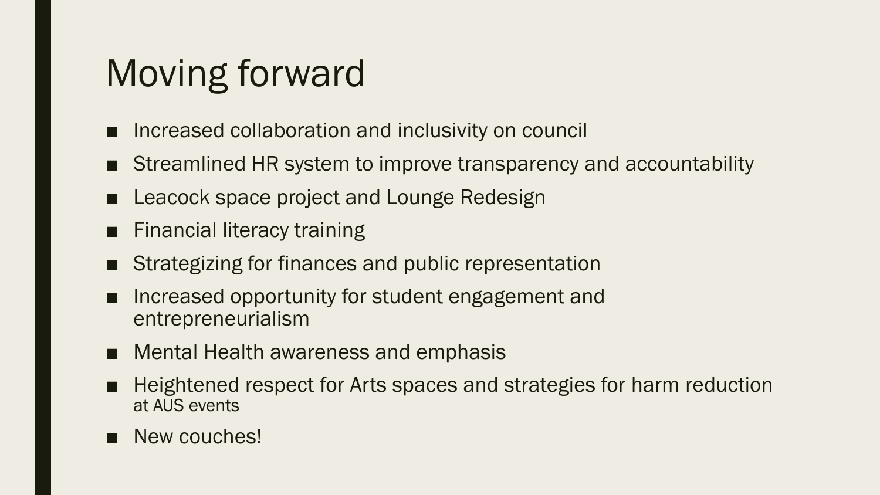# Moving forward

- Increased collaboration and inclusivity on council
- Streamlined HR system to improve transparency and accountability
- Leacock space project and Lounge Redesign
- Financial literacy training
- Strategizing for finances and public representation
- Increased opportunity for student engagement and entrepreneurialism
- Mental Health awareness and emphasis
- Heightened respect for Arts spaces and strategies for harm reduction at AUS events
- New couches!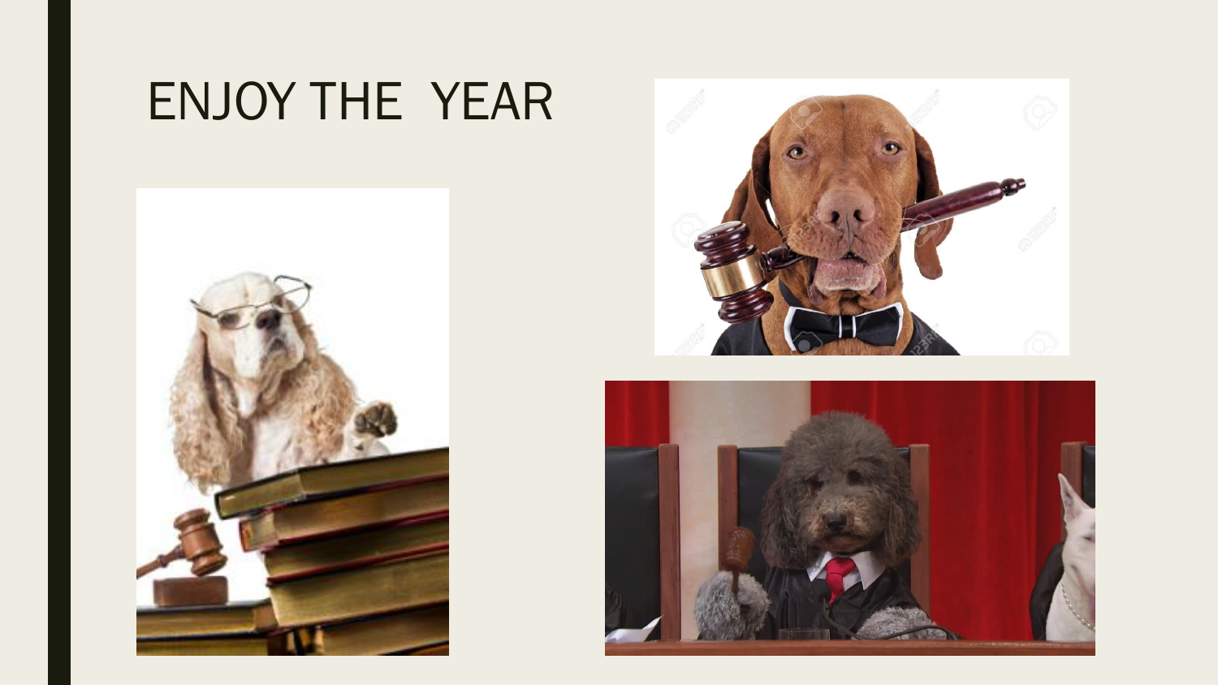# ENJOY THE YEAR